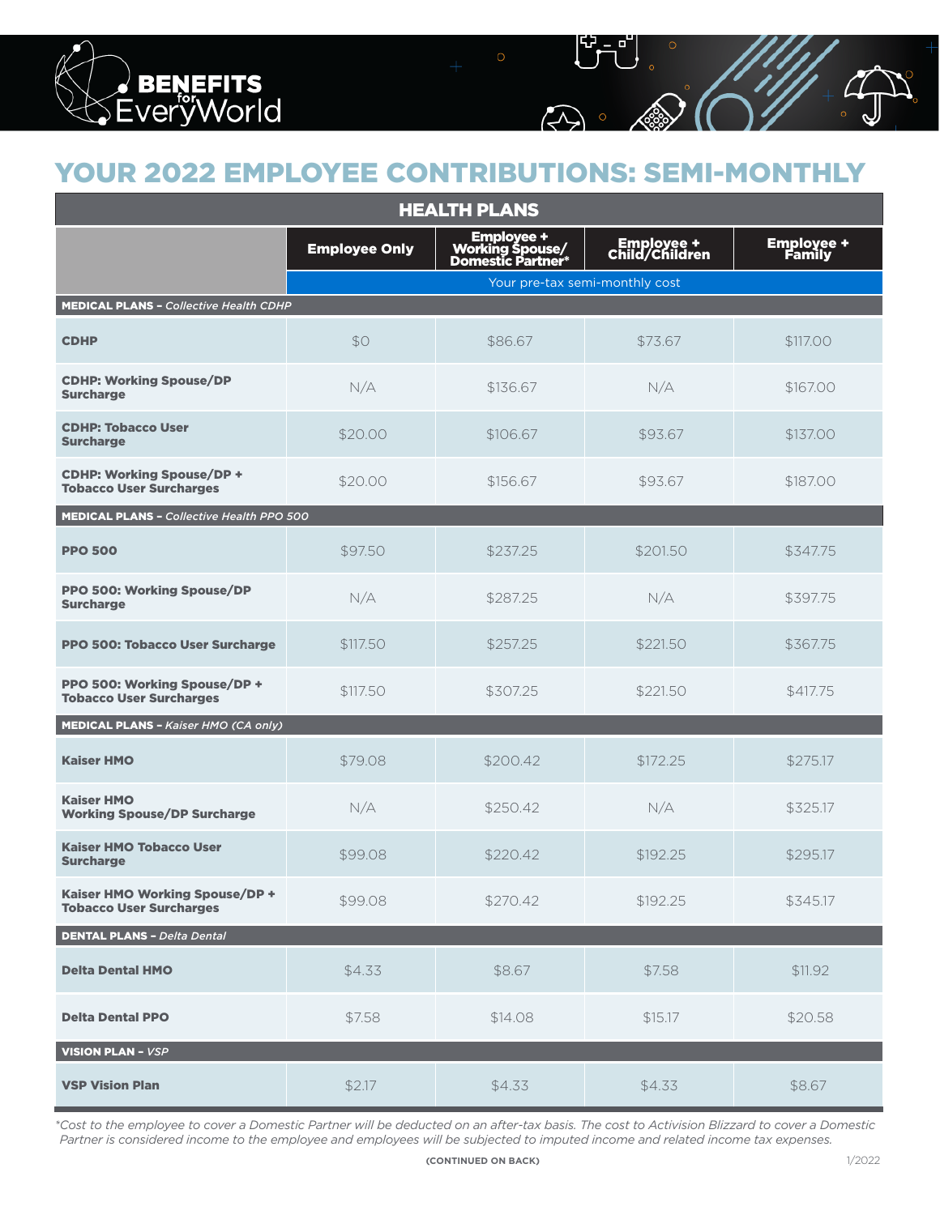BENEFITS for EveryWorld

# YOUR 2022 EMPLOYEE CONTRIBUTIONS: SEMI-MONTHLY

| HEALTH PLANS | | | | |
|---|---|---|---|---|
| | Employee Only | Employee + Working Spouse/ Domestic Partner* | Employee + Child/Children | Employee + Family |
| | Your pre-tax semi-monthly cost | | | |
| **MEDICAL PLANS –** ***Collective Health CDHP*** | | | | |
| **CDHP** | $0 | $86.67 | $73.67 | $117.00 |
| **CDHP: Working Spouse/DP Surcharge** | N/A | $136.67 | N/A | $167.00 |
| **CDHP: Tobacco User Surcharge** | $20.00 | $106.67 | $93.67 | $137.00 |
| **CDHP: Working Spouse/DP + Tobacco User Surcharges** | $20.00 | $156.67 | $93.67 | $187.00 |
| **MEDICAL PLANS –** ***Collective Health PPO 500*** | | | | |
| **PPO 500** | $97.50 | $237.25 | $201.50 | $347.75 |
| **PPO 500: Working Spouse/DP Surcharge** | N/A | $287.25 | N/A | $397.75 |
| **PPO 500: Tobacco User Surcharge** | $117.50 | $257.25 | $221.50 | $367.75 |
| **PPO 500: Working Spouse/DP + Tobacco User Surcharges** | $117.50 | $307.25 | $221.50 | $417.75 |
| **MEDICAL PLANS –** ***Kaiser HMO (CA only)*** | | | | |
| **Kaiser HMO** | $79.08 | $200.42 | $172.25 | $275.17 |
| **Kaiser HMO Working Spouse/DP Surcharge** | N/A | $250.42 | N/A | $325.17 |
| **Kaiser HMO Tobacco User Surcharge** | $99.08 | $220.42 | $192.25 | $295.17 |
| **Kaiser HMO Working Spouse/DP + Tobacco User Surcharges** | $99.08 | $270.42 | $192.25 | $345.17 |
| **DENTAL PLANS –** ***Delta Dental*** | | | | |
| **Delta Dental HMO** | $4.33 | $8.67 | $7.58 | $11.92 |
| **Delta Dental PPO** | $7.58 | $14.08 | $15.17 | $20.58 |
| **VISION PLAN –** ***VSP*** | | | | |
| **VSP Vision Plan** | $2.17 | $4.33 | $4.33 | $8.67 |

*\*Cost to the employee to cover a Domestic Partner will be deducted on an after-tax basis. The cost to Activision Blizzard to cover a Domestic Partner is considered income to the employee and employees will be subjected to imputed income and related income tax expenses.*

**(CONTINUED ON BACK)**

1/2022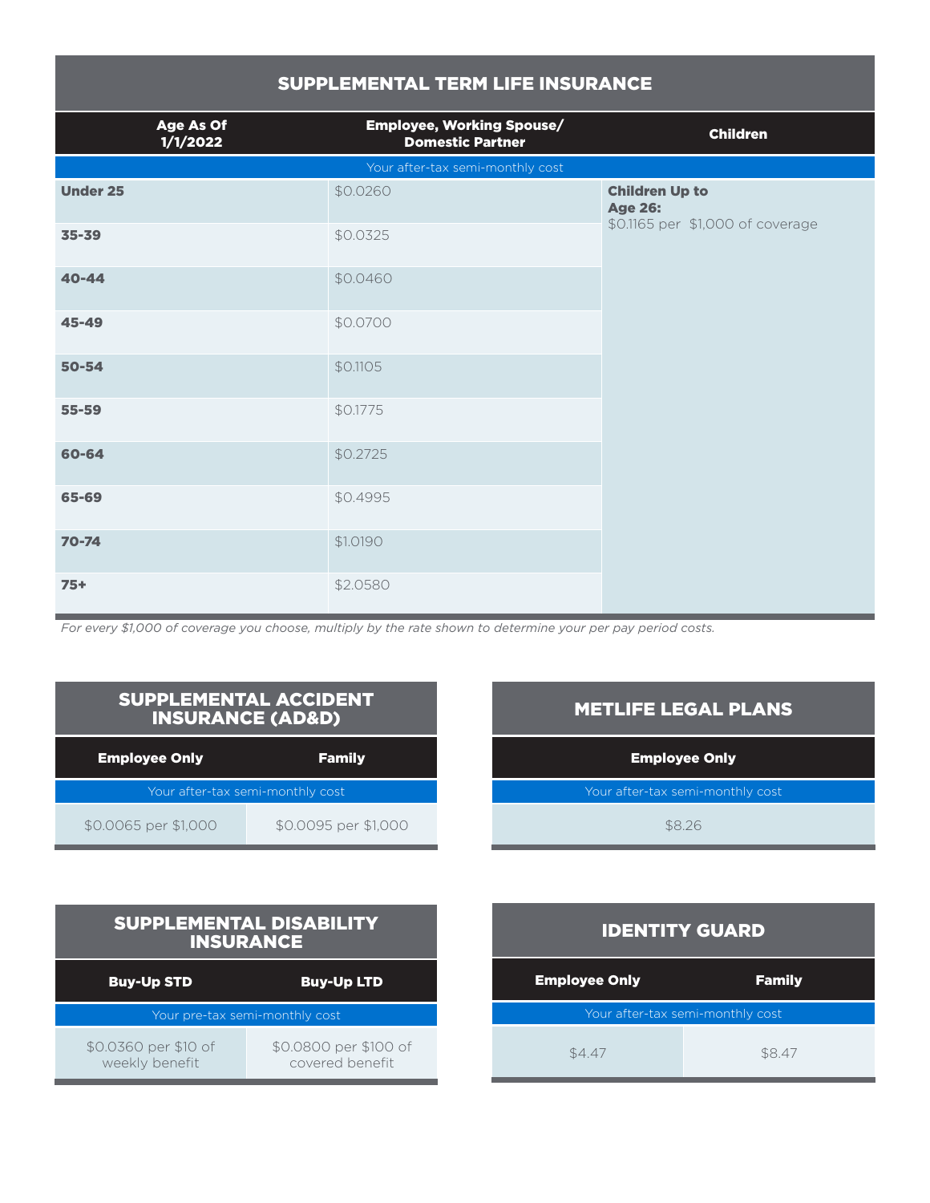## SUPPLEMENTAL TERM LIFE INSURANCE

| Age As Of 1/1/2022 | Employee, Working Spouse/ Domestic Partner | Children |
|---|---|---|
| Your after-tax semi-monthly cost | | |
| Under 25 | $0.0260 | **Children Up to Age 26:** $0.1165 per $1,000 of coverage |
| 35-39 | $0.0325 | |
| 40-44 | $0.0460 | |
| 45-49 | $0.0700 | |
| 50-54 | $0.1105 | |
| 55-59 | $0.1775 | |
| 60-64 | $0.2725 | |
| 65-69 | $0.4995 | |
| 70-74 | $1.0190 | |
| 75+ | $2.0580 | |

*For every $1,000 of coverage you choose, multiply by the rate shown to determine your per pay period costs.*

## SUPPLEMENTAL ACCIDENT INSURANCE (AD&D)

| Employee Only | Family |
|---|---|
| Your after-tax semi-monthly cost | |
| $0.0065 per $1,000 | $0.0095 per $1,000 |

## METLIFE LEGAL PLANS

| Employee Only |
|---|
| Your after-tax semi-monthly cost |
| $8.26 |

## SUPPLEMENTAL DISABILITY INSURANCE

| Buy-Up STD | Buy-Up LTD |
|---|---|
| Your pre-tax semi-monthly cost | |
| $0.0360 per $10 of weekly benefit | $0.0800 per $100 of covered benefit |

## IDENTITY GUARD

| Employee Only | Family |
|---|---|
| Your after-tax semi-monthly cost | |
| $4.47 | $8.47 |